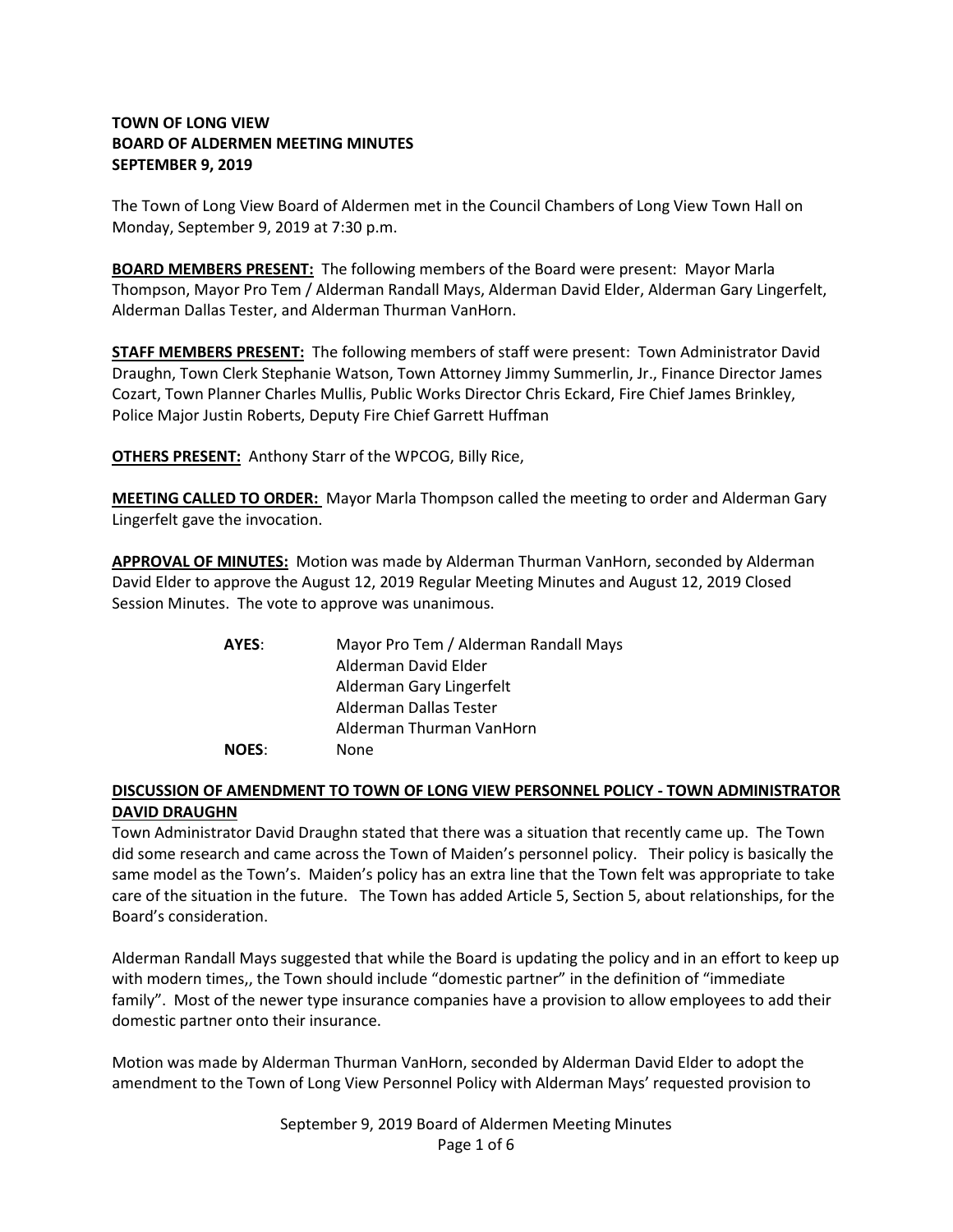**TOWN OF LONG VIEW**
**BOARD OF ALDERMEN MEETING MINUTES**
**SEPTEMBER 9, 2019**

The Town of Long View Board of Aldermen met in the Council Chambers of Long View Town Hall on Monday, September 9, 2019 at 7:30 p.m.

**BOARD MEMBERS PRESENT:** The following members of the Board were present: Mayor Marla Thompson, Mayor Pro Tem / Alderman Randall Mays, Alderman David Elder, Alderman Gary Lingerfelt, Alderman Dallas Tester, and Alderman Thurman VanHorn.

**STAFF MEMBERS PRESENT:** The following members of staff were present: Town Administrator David Draughn, Town Clerk Stephanie Watson, Town Attorney Jimmy Summerlin, Jr., Finance Director James Cozart, Town Planner Charles Mullis, Public Works Director Chris Eckard, Fire Chief James Brinkley, Police Major Justin Roberts, Deputy Fire Chief Garrett Huffman

**OTHERS PRESENT:** Anthony Starr of the WPCOG, Billy Rice,

**MEETING CALLED TO ORDER:** Mayor Marla Thompson called the meeting to order and Alderman Gary Lingerfelt gave the invocation.

**APPROVAL OF MINUTES:** Motion was made by Alderman Thurman VanHorn, seconded by Alderman David Elder to approve the August 12, 2019 Regular Meeting Minutes and August 12, 2019 Closed Session Minutes. The vote to approve was unanimous.

**AYES**: Mayor Pro Tem / Alderman Randall Mays
Alderman David Elder
Alderman Gary Lingerfelt
Alderman Dallas Tester
Alderman Thurman VanHorn
**NOES**: None

**DISCUSSION OF AMENDMENT TO TOWN OF LONG VIEW PERSONNEL POLICY - TOWN ADMINISTRATOR DAVID DRAUGHN**

Town Administrator David Draughn stated that there was a situation that recently came up. The Town did some research and came across the Town of Maiden's personnel policy. Their policy is basically the same model as the Town's. Maiden's policy has an extra line that the Town felt was appropriate to take care of the situation in the future. The Town has added Article 5, Section 5, about relationships, for the Board's consideration.

Alderman Randall Mays suggested that while the Board is updating the policy and in an effort to keep up with modern times,, the Town should include "domestic partner" in the definition of "immediate family". Most of the newer type insurance companies have a provision to allow employees to add their domestic partner onto their insurance.

Motion was made by Alderman Thurman VanHorn, seconded by Alderman David Elder to adopt the amendment to the Town of Long View Personnel Policy with Alderman Mays' requested provision to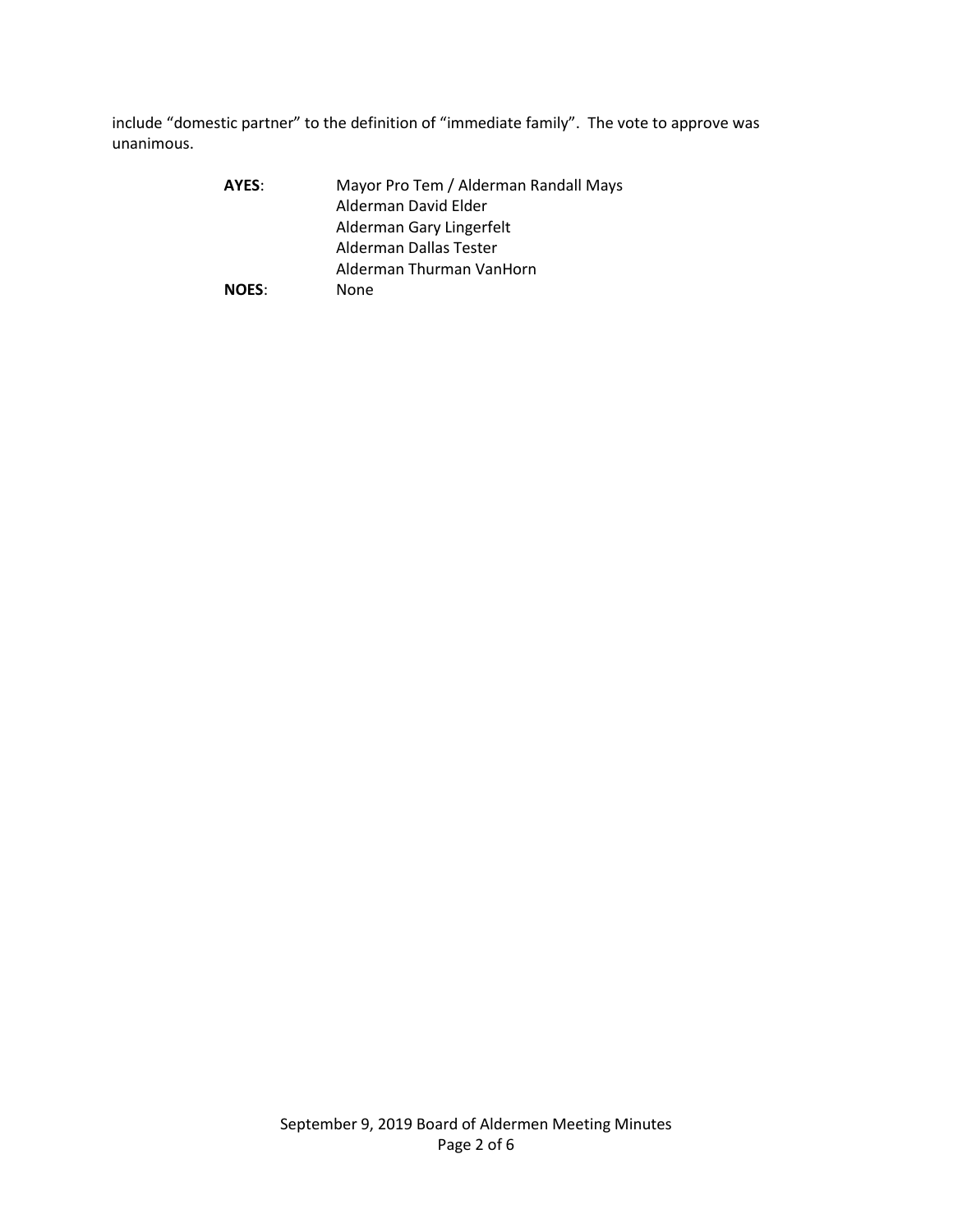include “domestic partner” to the definition of “immediate family”. The vote to approve was unanimous.

**AYES**: Mayor Pro Tem / Alderman Randall Mays
Alderman David Elder
Alderman Gary Lingerfelt
Alderman Dallas Tester
Alderman Thurman VanHorn

**NOES**: None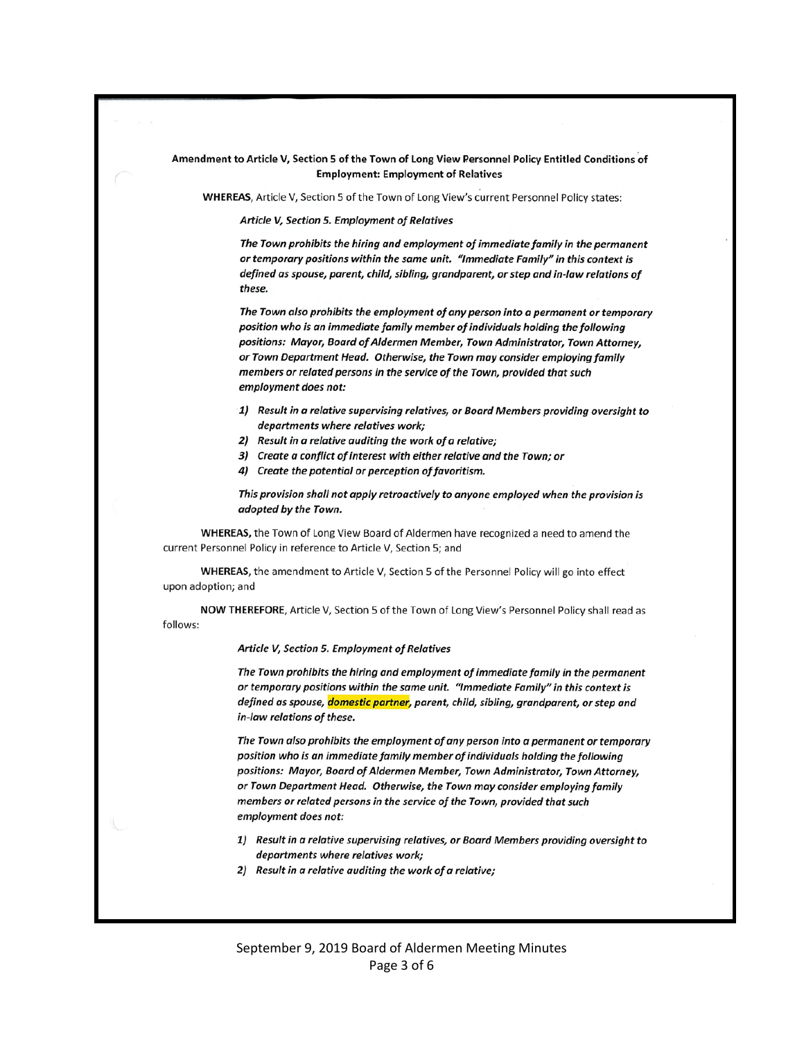**Amendment to Article V, Section 5 of the Town of Long View Personnel Policy Entitled Conditions of Employment: Employment of Relatives**

**WHEREAS**, Article V, Section 5 of the Town of Long View's current Personnel Policy states:

> ***Article V, Section 5. Employment of Relatives***
>
> ***The Town prohibits the hiring and employment of immediate family in the permanent or temporary positions within the same unit. "Immediate Family" in this context is defined as spouse, parent, child, sibling, grandparent, or step and in-law relations of these.***
>
> ***The Town also prohibits the employment of any person into a permanent or temporary position who is an immediate family member of individuals holding the following positions: Mayor, Board of Aldermen Member, Town Administrator, Town Attorney, or Town Department Head. Otherwise, the Town may consider employing family members or related persons in the service of the Town, provided that such employment does not:***
>
> 1) ***Result in a relative supervising relatives, or Board Members providing oversight to departments where relatives work;***
> 2) ***Result in a relative auditing the work of a relative;***
> 3) ***Create a conflict of interest with either relative and the Town; or***
> 4) ***Create the potential or perception of favoritism.***
>
> ***This provision shall not apply retroactively to anyone employed when the provision is adopted by the Town.***

**WHEREAS,** the Town of Long View Board of Aldermen have recognized a need to amend the current Personnel Policy in reference to Article V, Section 5; and

**WHEREAS,** the amendment to Article V, Section 5 of the Personnel Policy will go into effect upon adoption; and

**NOW THEREFORE**, Article V, Section 5 of the Town of Long View's Personnel Policy shall read as follows:

> ***Article V, Section 5. Employment of Relatives***
>
> ***The Town prohibits the hiring and employment of immediate family in the permanent or temporary positions within the same unit. "Immediate Family" in this context is defined as spouse, domestic partner, parent, child, sibling, grandparent, or step and in-law relations of these.***
>
> ***The Town also prohibits the employment of any person into a permanent or temporary position who is an immediate family member of individuals holding the following positions: Mayor, Board of Aldermen Member, Town Administrator, Town Attorney, or Town Department Head. Otherwise, the Town may consider employing family members or related persons in the service of the Town, provided that such employment does not:***
>
> 1) ***Result in a relative supervising relatives, or Board Members providing oversight to departments where relatives work;***
> 2) ***Result in a relative auditing the work of a relative;***

September 9, 2019 Board of Aldermen Meeting Minutes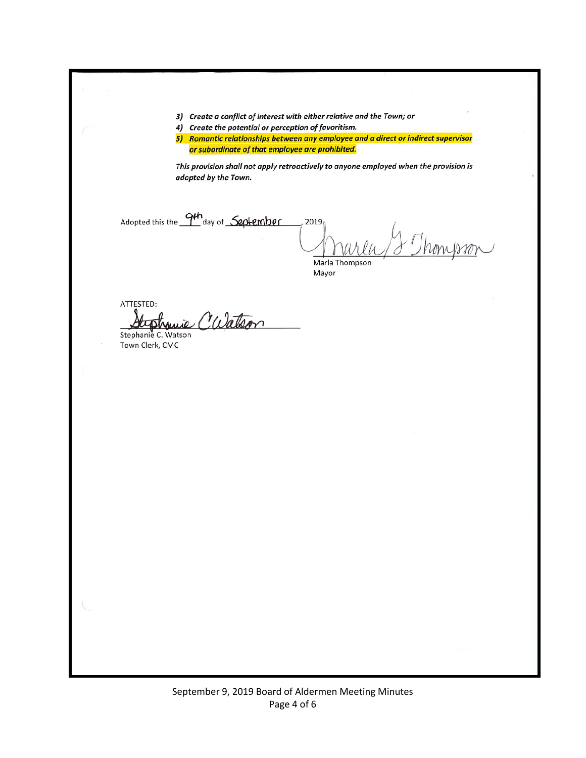*3) Create a conflict of interest with either relative and the Town; or*
*4) Create the potential or perception of favoritism.*
***5) Romantic relationships between any employee and a direct or indirect supervisor or subordinate of that employee are prohibited.***

*This provision shall not apply retroactively to anyone employed when the provision is adopted by the Town.*

Adopted this the 9th day of September, 2019.

Marla Thompson
Mayor

ATTESTED:

Stephanie C. Watson
Town Clerk, CMC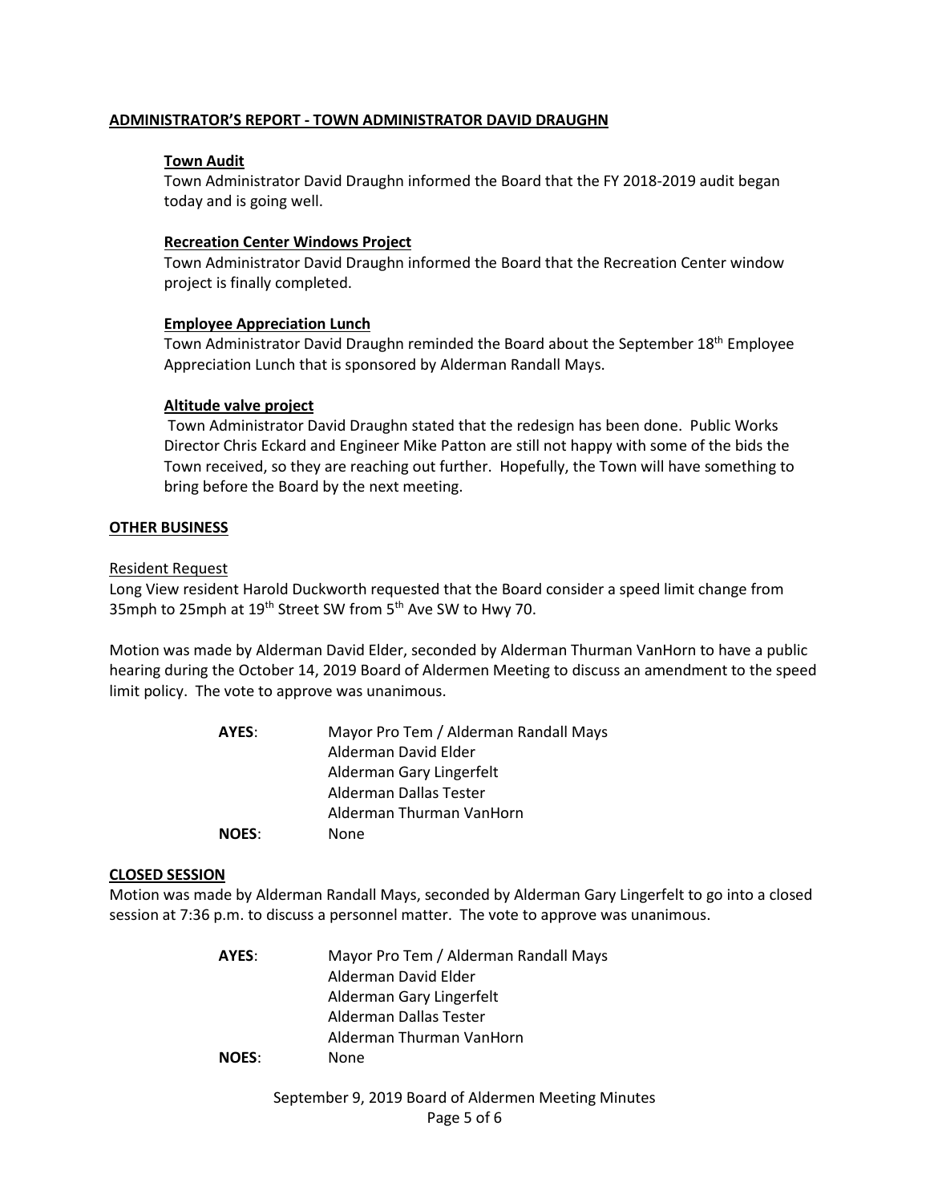## ADMINISTRATOR'S REPORT - TOWN ADMINISTRATOR DAVID DRAUGHN

### Town Audit

Town Administrator David Draughn informed the Board that the FY 2018-2019 audit began today and is going well.

### Recreation Center Windows Project

Town Administrator David Draughn informed the Board that the Recreation Center window project is finally completed.

### Employee Appreciation Lunch

Town Administrator David Draughn reminded the Board about the September 18th Employee Appreciation Lunch that is sponsored by Alderman Randall Mays.

### Altitude valve project

Town Administrator David Draughn stated that the redesign has been done. Public Works Director Chris Eckard and Engineer Mike Patton are still not happy with some of the bids the Town received, so they are reaching out further. Hopefully, the Town will have something to bring before the Board by the next meeting.

## OTHER BUSINESS

Resident Request

Long View resident Harold Duckworth requested that the Board consider a speed limit change from 35mph to 25mph at 19th Street SW from 5th Ave SW to Hwy 70.

Motion was made by Alderman David Elder, seconded by Alderman Thurman VanHorn to have a public hearing during the October 14, 2019 Board of Aldermen Meeting to discuss an amendment to the speed limit policy. The vote to approve was unanimous.

**AYES**: Mayor Pro Tem / Alderman Randall Mays
Alderman David Elder
Alderman Gary Lingerfelt
Alderman Dallas Tester
Alderman Thurman VanHorn

**NOES**: None

## CLOSED SESSION

Motion was made by Alderman Randall Mays, seconded by Alderman Gary Lingerfelt to go into a closed session at 7:36 p.m. to discuss a personnel matter. The vote to approve was unanimous.

**AYES**: Mayor Pro Tem / Alderman Randall Mays
Alderman David Elder
Alderman Gary Lingerfelt
Alderman Dallas Tester
Alderman Thurman VanHorn

**NOES**: None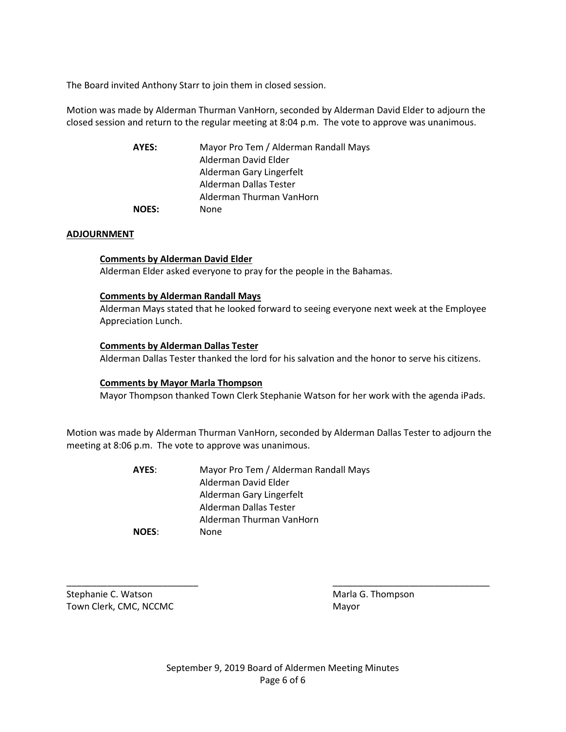The Board invited Anthony Starr to join them in closed session.

Motion was made by Alderman Thurman VanHorn, seconded by Alderman David Elder to adjourn the closed session and return to the regular meeting at 8:04 p.m. The vote to approve was unanimous.

**AYES:** Mayor Pro Tem / Alderman Randall Mays
Alderman David Elder
Alderman Gary Lingerfelt
Alderman Dallas Tester
Alderman Thurman VanHorn

**NOES:** None

## ADJOURNMENT

### Comments by Alderman David Elder

Alderman Elder asked everyone to pray for the people in the Bahamas.

### Comments by Alderman Randall Mays

Alderman Mays stated that he looked forward to seeing everyone next week at the Employee Appreciation Lunch.

### Comments by Alderman Dallas Tester

Alderman Dallas Tester thanked the lord for his salvation and the honor to serve his citizens.

### Comments by Mayor Marla Thompson

Mayor Thompson thanked Town Clerk Stephanie Watson for her work with the agenda iPads.

Motion was made by Alderman Thurman VanHorn, seconded by Alderman Dallas Tester to adjourn the meeting at 8:06 p.m. The vote to approve was unanimous.

**AYES**: Mayor Pro Tem / Alderman Randall Mays
Alderman David Elder
Alderman Gary Lingerfelt
Alderman Dallas Tester
Alderman Thurman VanHorn

**NOES**: None

\_\_\_\_\_\_\_\_\_\_\_\_\_\_\_\_\_\_\_\_\_\_\_\_\_\_
Stephanie C. Watson
Town Clerk, CMC, NCCMC

\_\_\_\_\_\_\_\_\_\_\_\_\_\_\_\_\_\_\_\_\_\_\_\_\_\_\_\_\_\_\_
Marla G. Thompson
Mayor

September 9, 2019 Board of Aldermen Meeting Minutes